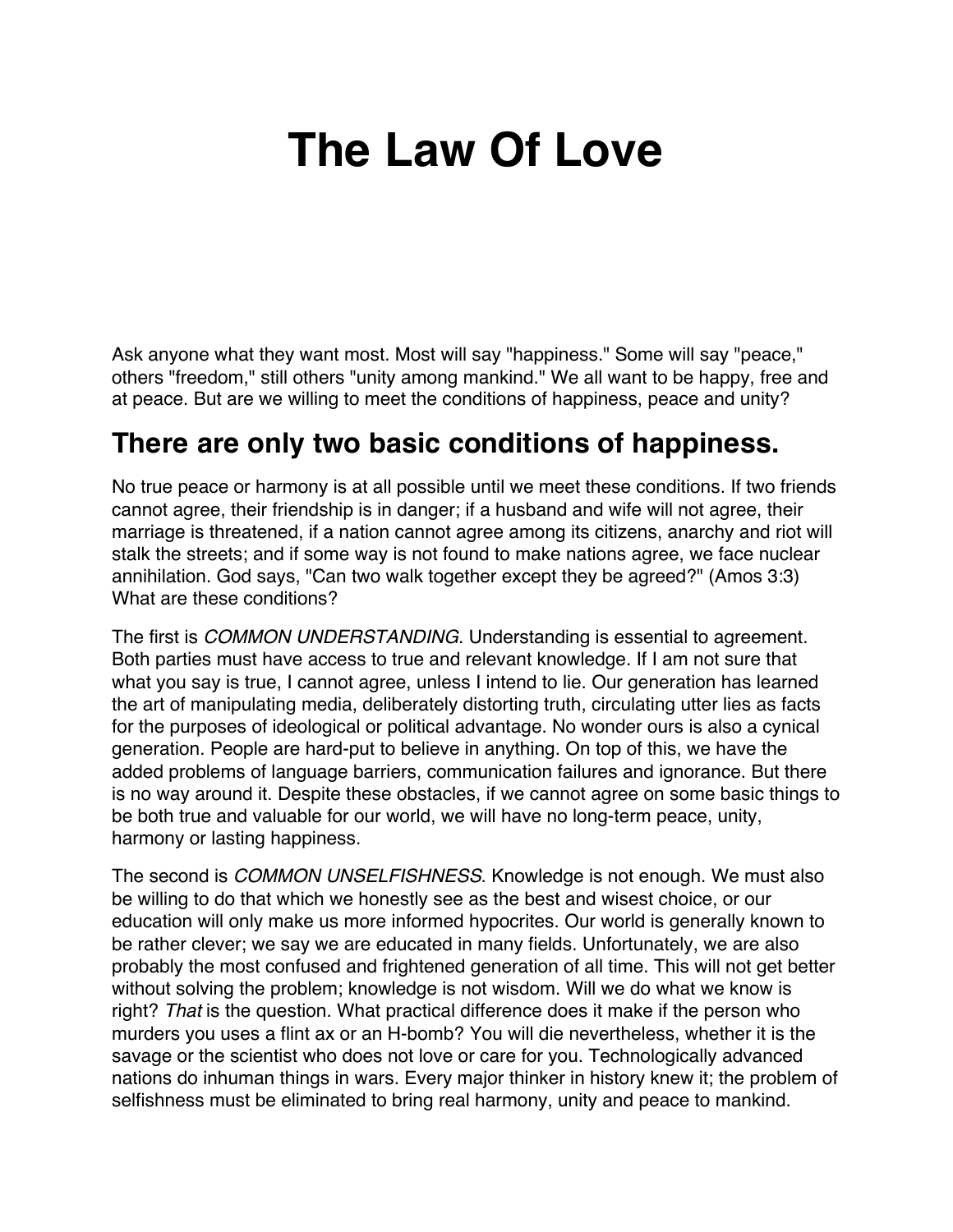# The Law Of Love

Ask anyone what they want most. Most will say "happiness." Some will say "peace," others "freedom," still others "unity among mankind." We all want to be happy, free and at peace. But are we willing to meet the conditions of happiness, peace and unity?

## There are only two basic conditions of happiness.

No true peace or harmony is at all possible until we meet these conditions. If two friends cannot agree, their friendship is in danger; if a husband and wife will not agree, their marriage is threatened, if a nation cannot agree among its citizens, anarchy and riot will stalk the streets; and if some way is not found to make nations agree, we face nuclear annihilation. God says, "Can two walk together except they be agreed?" (Amos 3:3) What are these conditions?

The first is *COMMON UNDERSTANDING*. Understanding is essential to agreement. Both parties must have access to true and relevant knowledge. If I am not sure that what you say is true, I cannot agree, unless I intend to lie. Our generation has learned the art of manipulating media, deliberately distorting truth, circulating utter lies as facts for the purposes of ideological or political advantage. No wonder ours is also a cynical generation. People are hard-put to believe in anything. On top of this, we have the added problems of language barriers, communication failures and ignorance. But there is no way around it. Despite these obstacles, if we cannot agree on some basic things to be both true and valuable for our world, we will have no long-term peace, unity, harmony or lasting happiness.

The second is *COMMON UNSELFISHNESS*. Knowledge is not enough. We must also be willing to do that which we honestly see as the best and wisest choice, or our education will only make us more informed hypocrites. Our world is generally known to be rather clever; we say we are educated in many fields. Unfortunately, we are also probably the most confused and frightened generation of all time. This will not get better without solving the problem; knowledge is not wisdom. Will we do what we know is right? *That* is the question. What practical difference does it make if the person who murders you uses a flint ax or an H-bomb? You will die nevertheless, whether it is the savage or the scientist who does not love or care for you. Technologically advanced nations do inhuman things in wars. Every major thinker in history knew it; the problem of selfishness must be eliminated to bring real harmony, unity and peace to mankind.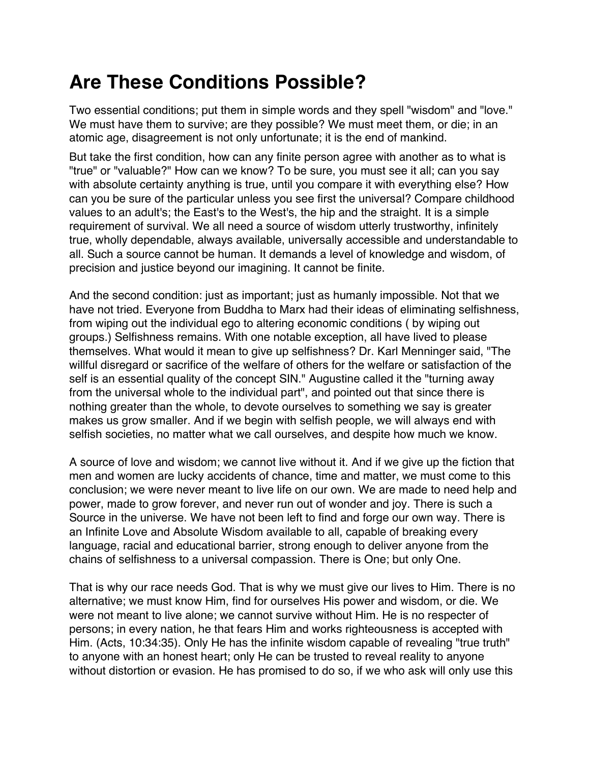# Are These Conditions Possible?

Two essential conditions; put them in simple words and they spell "wisdom" and "love." We must have them to survive; are they possible? We must meet them, or die; in an atomic age, disagreement is not only unfortunate; it is the end of mankind.

But take the first condition, how can any finite person agree with another as to what is "true" or "valuable?" How can we know? To be sure, you must see it all; can you say with absolute certainty anything is true, until you compare it with everything else? How can you be sure of the particular unless you see first the universal? Compare childhood values to an adult's; the East's to the West's, the hip and the straight. It is a simple requirement of survival. We all need a source of wisdom utterly trustworthy, infinitely true, wholly dependable, always available, universally accessible and understandable to all. Such a source cannot be human. It demands a level of knowledge and wisdom, of precision and justice beyond our imagining. It cannot be finite.

And the second condition: just as important; just as humanly impossible. Not that we have not tried. Everyone from Buddha to Marx had their ideas of eliminating selfishness, from wiping out the individual ego to altering economic conditions ( by wiping out groups.) Selfishness remains. With one notable exception, all have lived to please themselves. What would it mean to give up selfishness? Dr. Karl Menninger said, "The willful disregard or sacrifice of the welfare of others for the welfare or satisfaction of the self is an essential quality of the concept SIN." Augustine called it the "turning away from the universal whole to the individual part", and pointed out that since there is nothing greater than the whole, to devote ourselves to something we say is greater makes us grow smaller. And if we begin with selfish people, we will always end with selfish societies, no matter what we call ourselves, and despite how much we know.

A source of love and wisdom; we cannot live without it. And if we give up the fiction that men and women are lucky accidents of chance, time and matter, we must come to this conclusion; we were never meant to live life on our own. We are made to need help and power, made to grow forever, and never run out of wonder and joy. There is such a Source in the universe. We have not been left to find and forge our own way. There is an Infinite Love and Absolute Wisdom available to all, capable of breaking every language, racial and educational barrier, strong enough to deliver anyone from the chains of selfishness to a universal compassion. There is One; but only One.

That is why our race needs God. That is why we must give our lives to Him. There is no alternative; we must know Him, find for ourselves His power and wisdom, or die. We were not meant to live alone; we cannot survive without Him. He is no respecter of persons; in every nation, he that fears Him and works righteousness is accepted with Him. (Acts, 10:34:35). Only He has the infinite wisdom capable of revealing "true truth" to anyone with an honest heart; only He can be trusted to reveal reality to anyone without distortion or evasion. He has promised to do so, if we who ask will only use this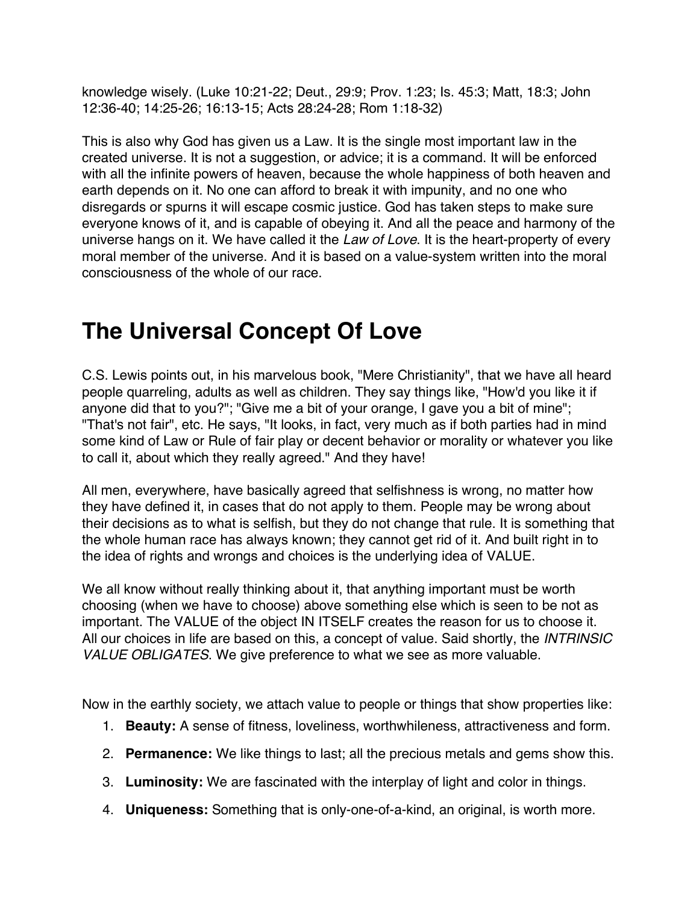knowledge wisely. (Luke 10:21-22; Deut., 29:9; Prov. 1:23; Is. 45:3; Matt, 18:3; John 12:36-40; 14:25-26; 16:13-15; Acts 28:24-28; Rom 1:18-32)

This is also why God has given us a Law. It is the single most important law in the created universe. It is not a suggestion, or advice; it is a command. It will be enforced with all the infinite powers of heaven, because the whole happiness of both heaven and earth depends on it. No one can afford to break it with impunity, and no one who disregards or spurns it will escape cosmic justice. God has taken steps to make sure everyone knows of it, and is capable of obeying it. And all the peace and harmony of the universe hangs on it. We have called it the *Law of Love*. It is the heart-property of every moral member of the universe. And it is based on a value-system written into the moral consciousness of the whole of our race.

# The Universal Concept Of Love

C.S. Lewis points out, in his marvelous book, "Mere Christianity", that we have all heard people quarreling, adults as well as children. They say things like, "How'd you like it if anyone did that to you?"; "Give me a bit of your orange, I gave you a bit of mine"; "That's not fair", etc. He says, "It looks, in fact, very much as if both parties had in mind some kind of Law or Rule of fair play or decent behavior or morality or whatever you like to call it, about which they really agreed." And they have!

All men, everywhere, have basically agreed that selfishness is wrong, no matter how they have defined it, in cases that do not apply to them. People may be wrong about their decisions as to what is selfish, but they do not change that rule. It is something that the whole human race has always known; they cannot get rid of it. And built right in to the idea of rights and wrongs and choices is the underlying idea of VALUE.

We all know without really thinking about it, that anything important must be worth choosing (when we have to choose) above something else which is seen to be not as important. The VALUE of the object IN ITSELF creates the reason for us to choose it. All our choices in life are based on this, a concept of value. Said shortly, the *INTRINSIC VALUE OBLIGATES*. We give preference to what we see as more valuable.

Now in the earthly society, we attach value to people or things that show properties like:

1. **Beauty:** A sense of fitness, loveliness, worthwhileness, attractiveness and form.
2. **Permanence:** We like things to last; all the precious metals and gems show this.
3. **Luminosity:** We are fascinated with the interplay of light and color in things.
4. **Uniqueness:** Something that is only-one-of-a-kind, an original, is worth more.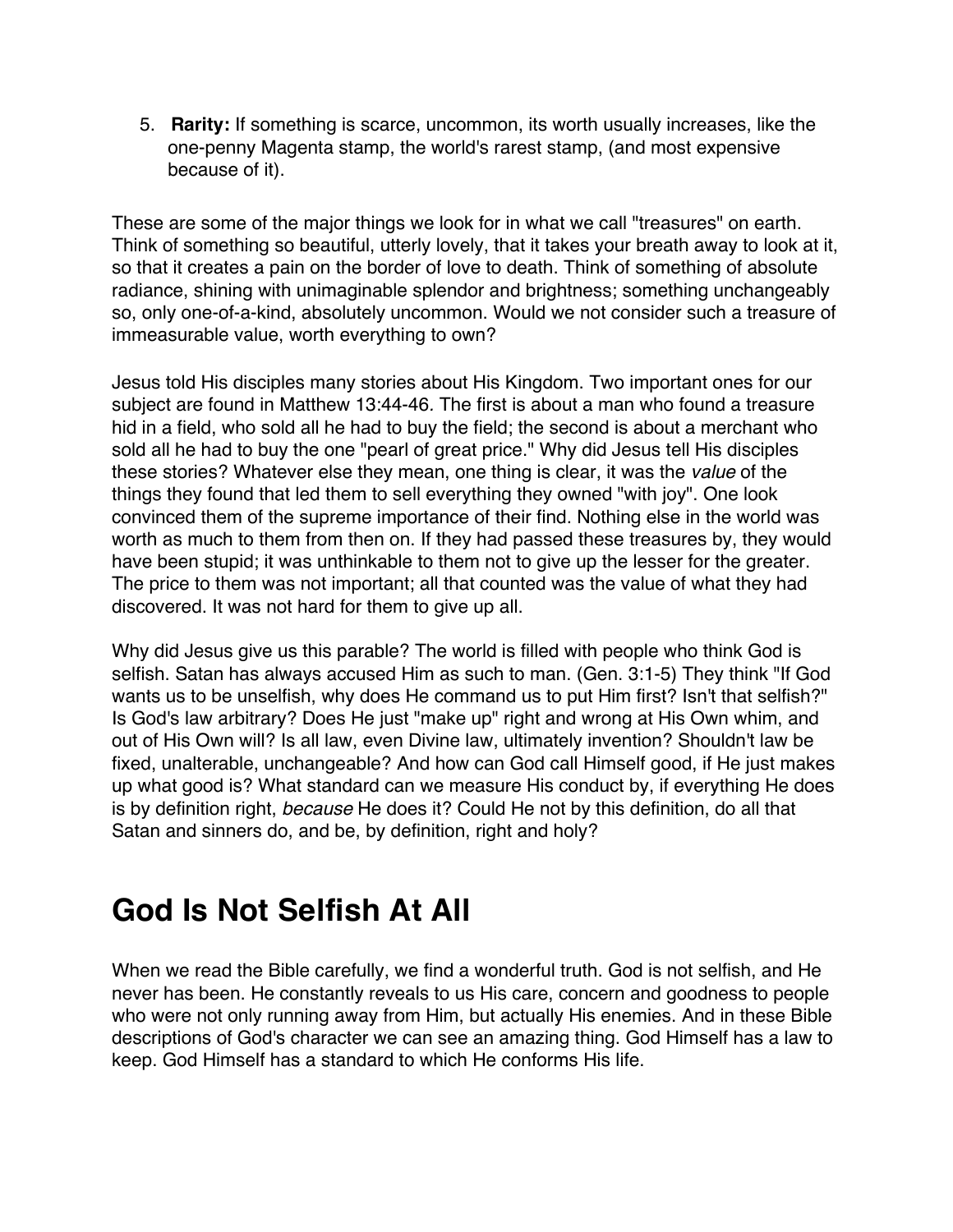5. **Rarity:** If something is scarce, uncommon, its worth usually increases, like the one-penny Magenta stamp, the world's rarest stamp, (and most expensive because of it).

These are some of the major things we look for in what we call "treasures" on earth. Think of something so beautiful, utterly lovely, that it takes your breath away to look at it, so that it creates a pain on the border of love to death. Think of something of absolute radiance, shining with unimaginable splendor and brightness; something unchangeably so, only one-of-a-kind, absolutely uncommon. Would we not consider such a treasure of immeasurable value, worth everything to own?

Jesus told His disciples many stories about His Kingdom. Two important ones for our subject are found in Matthew 13:44-46. The first is about a man who found a treasure hid in a field, who sold all he had to buy the field; the second is about a merchant who sold all he had to buy the one "pearl of great price." Why did Jesus tell His disciples these stories? Whatever else they mean, one thing is clear, it was the *value* of the things they found that led them to sell everything they owned "with joy". One look convinced them of the supreme importance of their find. Nothing else in the world was worth as much to them from then on. If they had passed these treasures by, they would have been stupid; it was unthinkable to them not to give up the lesser for the greater. The price to them was not important; all that counted was the value of what they had discovered. It was not hard for them to give up all.

Why did Jesus give us this parable? The world is filled with people who think God is selfish. Satan has always accused Him as such to man. (Gen. 3:1-5) They think "If God wants us to be unselfish, why does He command us to put Him first? Isn't that selfish?" Is God's law arbitrary? Does He just "make up" right and wrong at His Own whim, and out of His Own will? Is all law, even Divine law, ultimately invention? Shouldn't law be fixed, unalterable, unchangeable? And how can God call Himself good, if He just makes up what good is? What standard can we measure His conduct by, if everything He does is by definition right, *because* He does it? Could He not by this definition, do all that Satan and sinners do, and be, by definition, right and holy?

# God Is Not Selfish At All

When we read the Bible carefully, we find a wonderful truth. God is not selfish, and He never has been. He constantly reveals to us His care, concern and goodness to people who were not only running away from Him, but actually His enemies. And in these Bible descriptions of God's character we can see an amazing thing. God Himself has a law to keep. God Himself has a standard to which He conforms His life.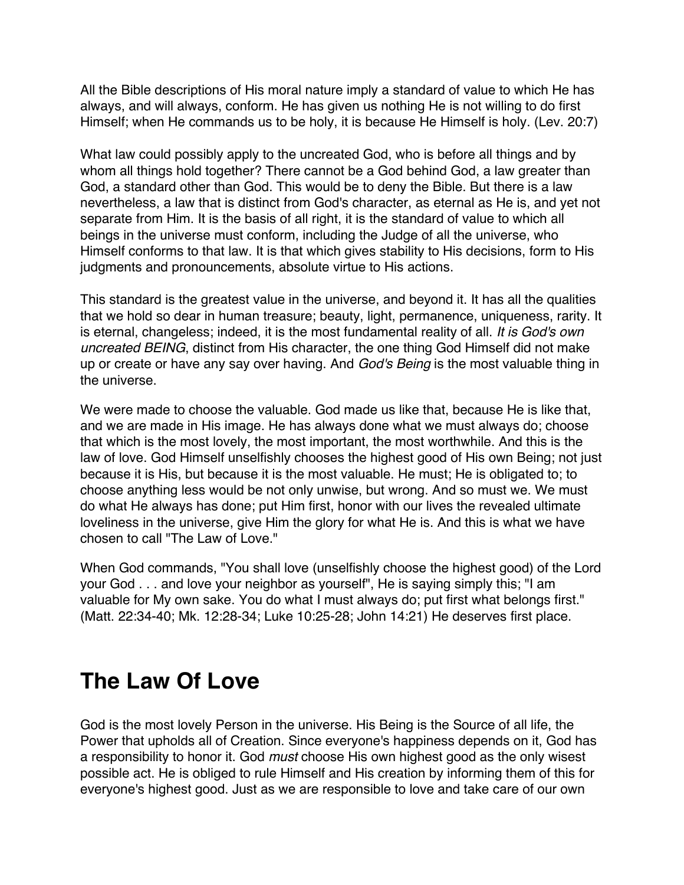All the Bible descriptions of His moral nature imply a standard of value to which He has always, and will always, conform. He has given us nothing He is not willing to do first Himself; when He commands us to be holy, it is because He Himself is holy. (Lev. 20:7)

What law could possibly apply to the uncreated God, who is before all things and by whom all things hold together? There cannot be a God behind God, a law greater than God, a standard other than God. This would be to deny the Bible. But there is a law nevertheless, a law that is distinct from God's character, as eternal as He is, and yet not separate from Him. It is the basis of all right, it is the standard of value to which all beings in the universe must conform, including the Judge of all the universe, who Himself conforms to that law. It is that which gives stability to His decisions, form to His judgments and pronouncements, absolute virtue to His actions.

This standard is the greatest value in the universe, and beyond it. It has all the qualities that we hold so dear in human treasure; beauty, light, permanence, uniqueness, rarity. It is eternal, changeless; indeed, it is the most fundamental reality of all. *It is God's own uncreated BEING*, distinct from His character, the one thing God Himself did not make up or create or have any say over having. And *God's Being* is the most valuable thing in the universe.

We were made to choose the valuable. God made us like that, because He is like that, and we are made in His image. He has always done what we must always do; choose that which is the most lovely, the most important, the most worthwhile. And this is the law of love. God Himself unselfishly chooses the highest good of His own Being; not just because it is His, but because it is the most valuable. He must; He is obligated to; to choose anything less would be not only unwise, but wrong. And so must we. We must do what He always has done; put Him first, honor with our lives the revealed ultimate loveliness in the universe, give Him the glory for what He is. And this is what we have chosen to call "The Law of Love."

When God commands, "You shall love (unselfishly choose the highest good) of the Lord your God . . . and love your neighbor as yourself", He is saying simply this; "I am valuable for My own sake. You do what I must always do; put first what belongs first." (Matt. 22:34-40; Mk. 12:28-34; Luke 10:25-28; John 14:21) He deserves first place.

# The Law Of Love

God is the most lovely Person in the universe. His Being is the Source of all life, the Power that upholds all of Creation. Since everyone's happiness depends on it, God has a responsibility to honor it. God *must* choose His own highest good as the only wisest possible act. He is obliged to rule Himself and His creation by informing them of this for everyone's highest good. Just as we are responsible to love and take care of our own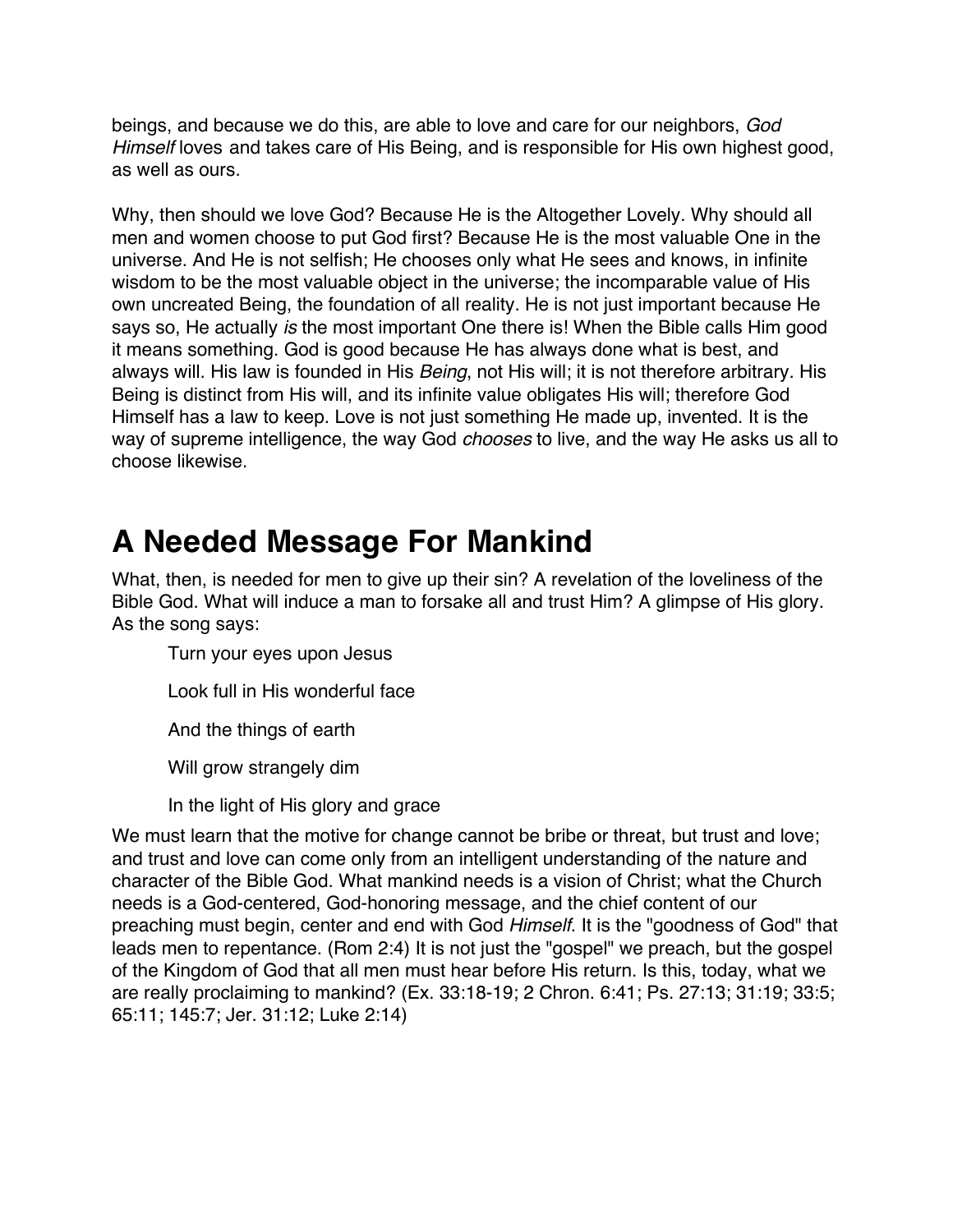beings, and because we do this, are able to love and care for our neighbors, *God Himself* loves and takes care of His Being, and is responsible for His own highest good, as well as ours.

Why, then should we love God? Because He is the Altogether Lovely. Why should all men and women choose to put God first? Because He is the most valuable One in the universe. And He is not selfish; He chooses only what He sees and knows, in infinite wisdom to be the most valuable object in the universe; the incomparable value of His own uncreated Being, the foundation of all reality. He is not just important because He says so, He actually *is* the most important One there is! When the Bible calls Him good it means something. God is good because He has always done what is best, and always will. His law is founded in His *Being*, not His will; it is not therefore arbitrary. His Being is distinct from His will, and its infinite value obligates His will; therefore God Himself has a law to keep. Love is not just something He made up, invented. It is the way of supreme intelligence, the way God *chooses* to live, and the way He asks us all to choose likewise.

# A Needed Message For Mankind

What, then, is needed for men to give up their sin? A revelation of the loveliness of the Bible God. What will induce a man to forsake all and trust Him? A glimpse of His glory. As the song says:

> Turn your eyes upon Jesus
>
> Look full in His wonderful face
>
> And the things of earth
>
> Will grow strangely dim
>
> In the light of His glory and grace

We must learn that the motive for change cannot be bribe or threat, but trust and love; and trust and love can come only from an intelligent understanding of the nature and character of the Bible God. What mankind needs is a vision of Christ; what the Church needs is a God-centered, God-honoring message, and the chief content of our preaching must begin, center and end with God *Himself.* It is the "goodness of God" that leads men to repentance. (Rom 2:4) It is not just the "gospel" we preach, but the gospel of the Kingdom of God that all men must hear before His return. Is this, today, what we are really proclaiming to mankind? (Ex. 33:18-19; 2 Chron. 6:41; Ps. 27:13; 31:19; 33:5; 65:11; 145:7; Jer. 31:12; Luke 2:14)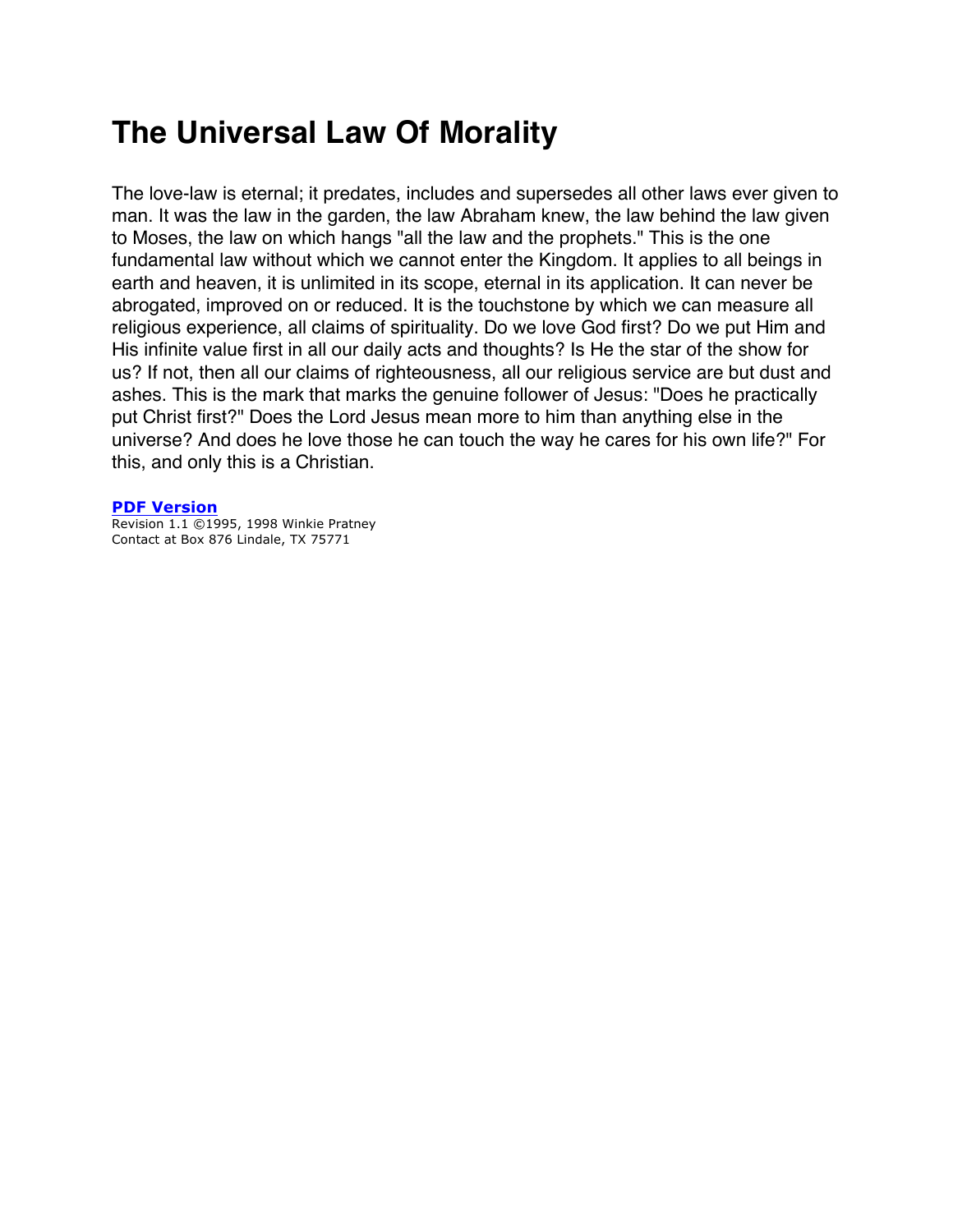# The Universal Law Of Morality

The love-law is eternal; it predates, includes and supersedes all other laws ever given to man. It was the law in the garden, the law Abraham knew, the law behind the law given to Moses, the law on which hangs "all the law and the prophets." This is the one fundamental law without which we cannot enter the Kingdom. It applies to all beings in earth and heaven, it is unlimited in its scope, eternal in its application. It can never be abrogated, improved on or reduced. It is the touchstone by which we can measure all religious experience, all claims of spirituality. Do we love God first? Do we put Him and His infinite value first in all our daily acts and thoughts? Is He the star of the show for us? If not, then all our claims of righteousness, all our religious service are but dust and ashes. This is the mark that marks the genuine follower of Jesus: "Does he practically put Christ first?" Does the Lord Jesus mean more to him than anything else in the universe? And does he love those he can touch the way he cares for his own life?" For this, and only this is a Christian.

**PDF Version**

Revision 1.1 ©1995, 1998 Winkie Pratney
Contact at Box 876 Lindale, TX 75771